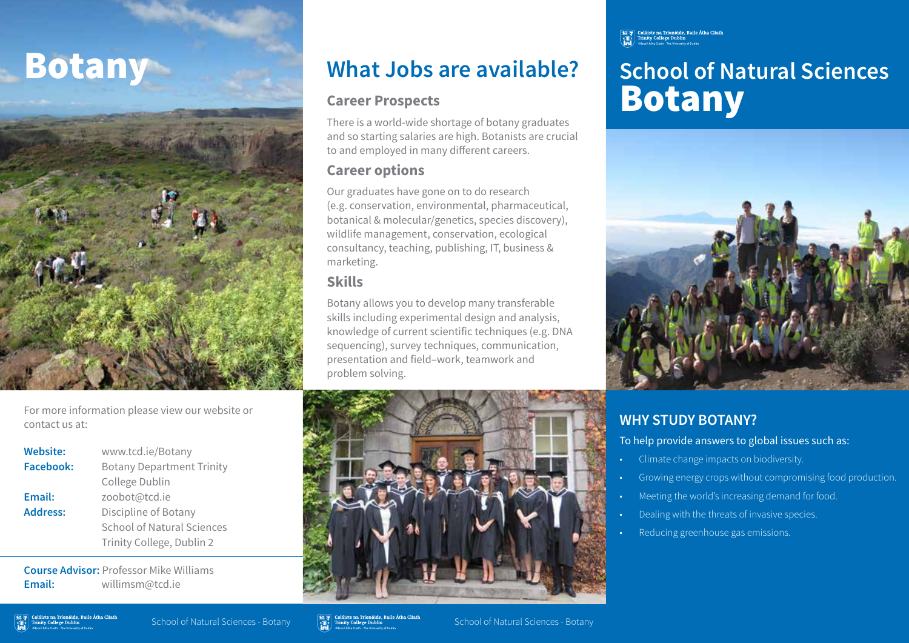# Botany

For more information please view our website or contact us at:

**Website:** www.tcd.ie/Botany
**Facebook:** Botany Department Trinity College Dublin
**Email:** zoobot@tcd.ie
**Address:** Discipline of Botany
School of Natural Sciences
Trinity College, Dublin 2

**Course Advisor:** Professor Mike Williams
**Email:** willimsm@tcd.ie

## What Jobs are available?

### Career Prospects

There is a world-wide shortage of botany graduates and so starting salaries are high. Botanists are crucial to and employed in many different careers.

### Career options

Our graduates have gone on to do research (e.g. conservation, environmental, pharmaceutical, botanical & molecular/genetics, species discovery), wildlife management, conservation, ecological consultancy, teaching, publishing, IT, business & marketing.

### Skills

Botany allows you to develop many transferable skills including experimental design and analysis, knowledge of current scientific techniques (e.g. DNA sequencing), survey techniques, communication, presentation and field–work, teamwork and problem solving.

# School of Natural Sciences Botany

## WHY STUDY BOTANY?

To help provide answers to global issues such as:

- Climate change impacts on biodiversity.
- Growing energy crops without compromising food production.
- Meeting the world's increasing demand for food.
- Dealing with the threats of invasive species.
- Reducing greenhouse gas emissions.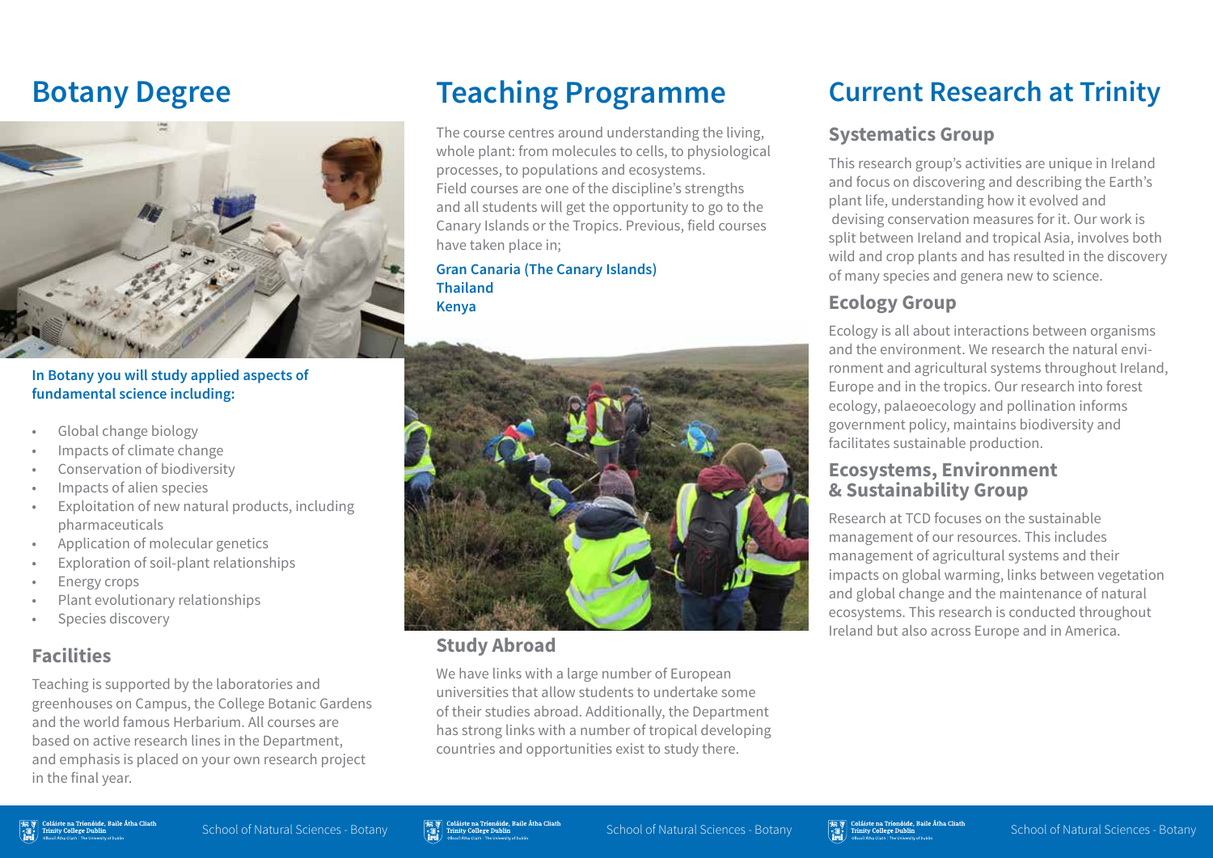# Botany Degree

**In Botany you will study applied aspects of fundamental science including:**

- Global change biology
- Impacts of climate change
- Conservation of biodiversity
- Impacts of alien species
- Exploitation of new natural products, including pharmaceuticals
- Application of molecular genetics
- Exploration of soil-plant relationships
- Energy crops
- Plant evolutionary relationships
- Species discovery

## Facilities

Teaching is supported by the laboratories and greenhouses on Campus, the College Botanic Gardens and the world famous Herbarium. All courses are based on active research lines in the Department, and emphasis is placed on your own research project in the final year.

# Teaching Programme

The course centres around understanding the living, whole plant: from molecules to cells, to physiological processes, to populations and ecosystems. Field courses are one of the discipline's strengths and all students will get the opportunity to go to the Canary Islands or the Tropics. Previous, field courses have taken place in;

**Gran Canaria (The Canary Islands)**
**Thailand**
**Kenya**

## Study Abroad

We have links with a large number of European universities that allow students to undertake some of their studies abroad. Additionally, the Department has strong links with a number of tropical developing countries and opportunities exist to study there.

# Current Research at Trinity

## Systematics Group

This research group's activities are unique in Ireland and focus on discovering and describing the Earth's plant life, understanding how it evolved and devising conservation measures for it. Our work is split between Ireland and tropical Asia, involves both wild and crop plants and has resulted in the discovery of many species and genera new to science.

## Ecology Group

Ecology is all about interactions between organisms and the environment. We research the natural environment and agricultural systems throughout Ireland, Europe and in the tropics. Our research into forest ecology, palaeoecology and pollination informs government policy, maintains biodiversity and facilitates sustainable production.

## Ecosystems, Environment & Sustainability Group

Research at TCD focuses on the sustainable management of our resources. This includes management of agricultural systems and their impacts on global warming, links between vegetation and global change and the maintenance of natural ecosystems. This research is conducted throughout Ireland but also across Europe and in America.